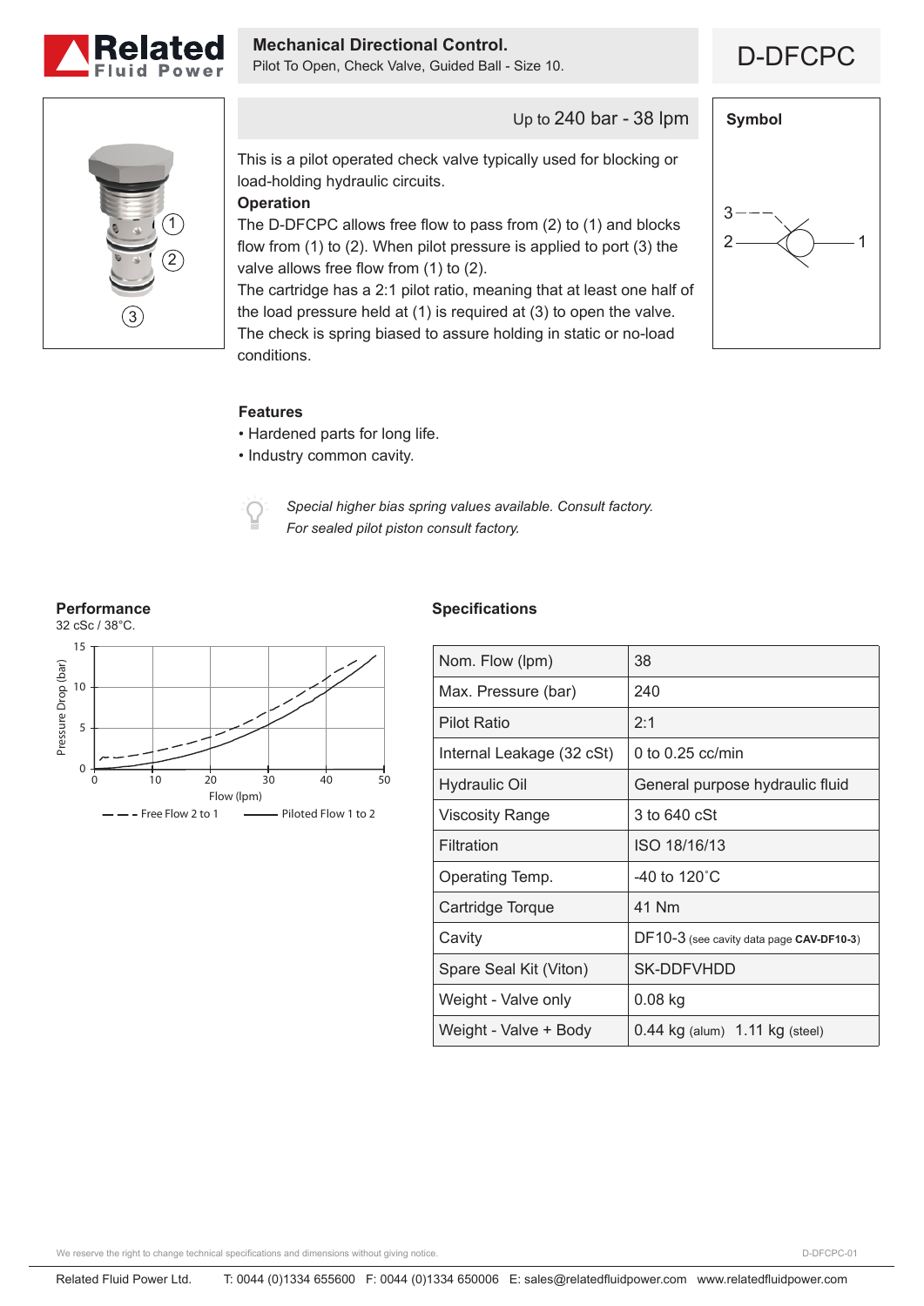# D-DFCPC

## Mechanical Directional Control.

Pilot To Open, Check Valve, Guided Ball - Size 10.

Up to 240 bar - 38 lpm

This is a pilot operated check valve typically used for blocking or load-holding hydraulic circuits.

**Operation**

The D-DFCPC allows free flow to pass from (2) to (1) and blocks flow from (1) to (2). When pilot pressure is applied to port (3) the valve allows free flow from (1) to (2).

The cartridge has a 2:1 pilot ratio, meaning that at least one half of the load pressure held at (1) is required at (3) to open the valve.

The check is spring biased to assure holding in static or no-load conditions.

**Symbol**

**Features**

- Hardened parts for long life.
- Industry common cavity.

*Special higher bias spring values available. Consult factory.*
*For sealed pilot piston consult factory.*

## Performance

32 cSc / 38°C.

Pressure Drop (bar) vs Flow (lpm)

Free Flow 2 to 1 — Piloted Flow 1 to 2

## Specifications

| | |
|---|---|
| Nom. Flow (lpm) | 38 |
| Max. Pressure (bar) | 240 |
| Pilot Ratio | 2:1 |
| Internal Leakage (32 cSt) | 0 to 0.25 cc/min |
| Hydraulic Oil | General purpose hydraulic fluid |
| Viscosity Range | 3 to 640 cSt |
| Filtration | ISO 18/16/13 |
| Operating Temp. | -40 to 120˚C |
| Cartridge Torque | 41 Nm |
| Cavity | DF10-3 (see cavity data page **CAV-DF10-3**) |
| Spare Seal Kit (Viton) | SK-DDFVHDD |
| Weight - Valve only | 0.08 kg |
| Weight - Valve + Body | 0.44 kg (alum) 1.11 kg (steel) |

We reserve the right to change technical specifications and dimensions without giving notice.

Related Fluid Power Ltd. T: 0044 (0)1334 655600 F: 0044 (0)1334 650006 E: sales@relatedfluidpower.com www.relatedfluidpower.com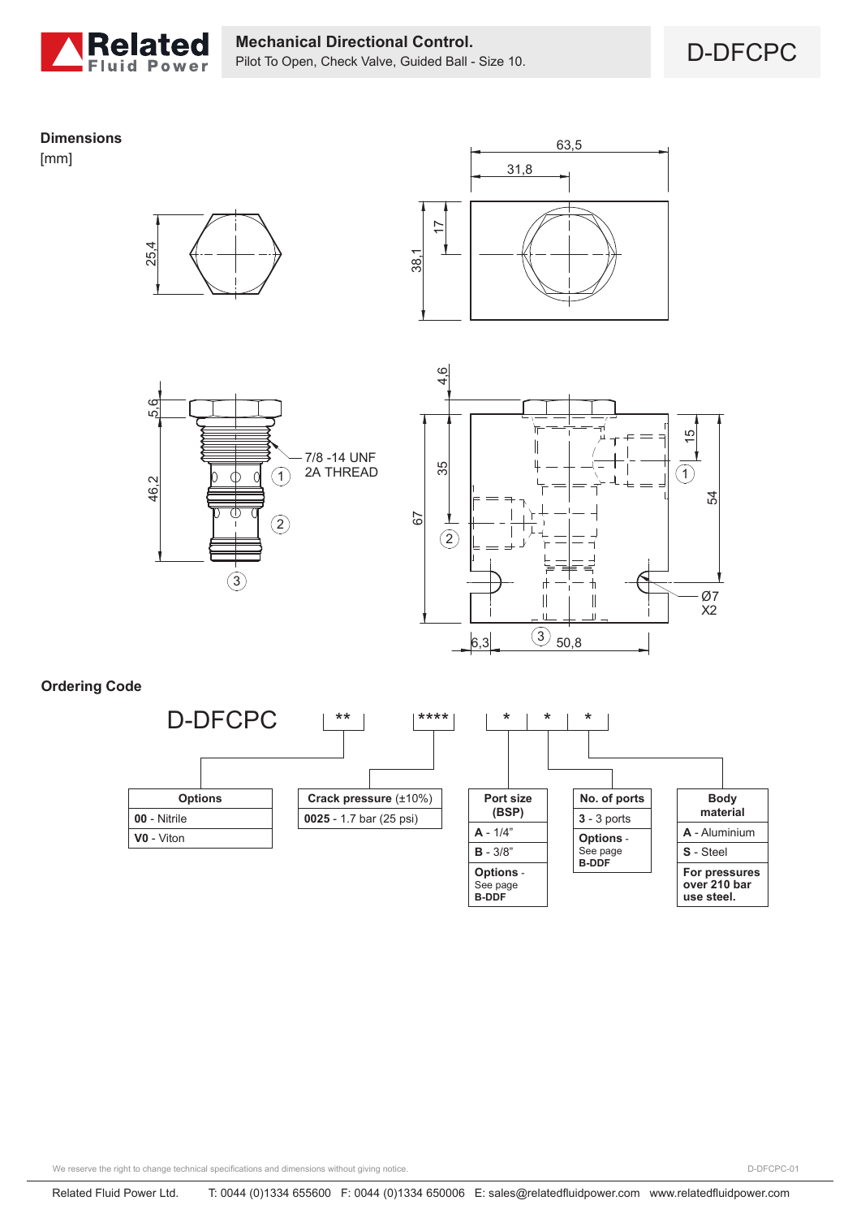## Mechanical Directional Control.

Pilot To Open, Check Valve, Guided Ball - Size 10.

# D-DFCPC

### Dimensions

[mm]

63,5
31,8
25,4
17
38,1
5,6
46,2
7/8 -14 UNF
2A THREAD
1
2
3
4,6
35
67
15
54
Ø7
X2
6,3
50,8

### Ordering Code

D-DFCPC ** **** * * *

| Options |
|---|
| **00** - Nitrile |
| **V0** - Viton |

| Crack pressure (±10%) |
|---|
| **0025** - 1.7 bar (25 psi) |

| Port size (BSP) |
|---|
| **A** - 1/4" |
| **B** - 3/8" |
| **Options** - See page **B-DDF** |

| No. of ports |
|---|
| **3** - 3 ports |
| **Options** - See page **B-DDF** |

| Body material |
|---|
| **A** - Aluminium |
| **S** - Steel |
| **For pressures over 210 bar use steel.** |

We reserve the right to change technical specifications and dimensions without giving notice.

D-DFCPC-01

Related Fluid Power Ltd. T: 0044 (0)1334 655600 F: 0044 (0)1334 650006 E: sales@relatedfluidpower.com www.relatedfluidpower.com